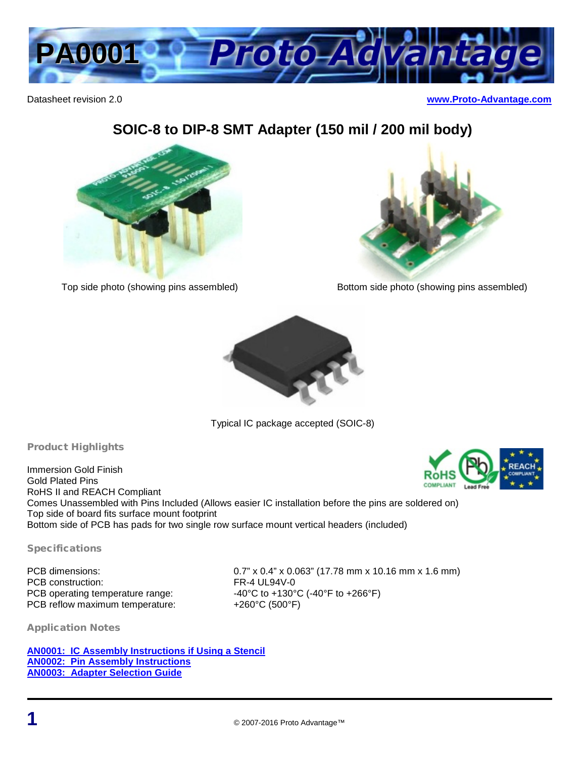# PA0001 Proto Advantage

Datasheet revision 2.0

www.Proto-Advantage.com

## SOIC-8 to DIP-8 SMT Adapter (150 mil / 200 mil body)

Top side photo (showing pins assembled)

Bottom side photo (showing pins assembled)

Typical IC package accepted (SOIC-8)

### Product Highlights

Immersion Gold Finish
Gold Plated Pins
RoHS II and REACH Compliant
Comes Unassembled with Pins Included (Allows easier IC installation before the pins are soldered on)
Top side of board fits surface mount footprint
Bottom side of PCB has pads for two single row surface mount vertical headers (included)

### Specifications

| | |
|---|---|
| PCB dimensions: | 0.7” x 0.4” x 0.063” (17.78 mm x 10.16 mm x 1.6 mm) |
| PCB construction: | FR-4 UL94V-0 |
| PCB operating temperature range: | -40°C to +130°C (-40°F to +266°F) |
| PCB reflow maximum temperature: | +260°C (500°F) |

### Application Notes

AN0001: IC Assembly Instructions if Using a Stencil
AN0002: Pin Assembly Instructions
AN0003: Adapter Selection Guide

© 2007-2016 Proto Advantage™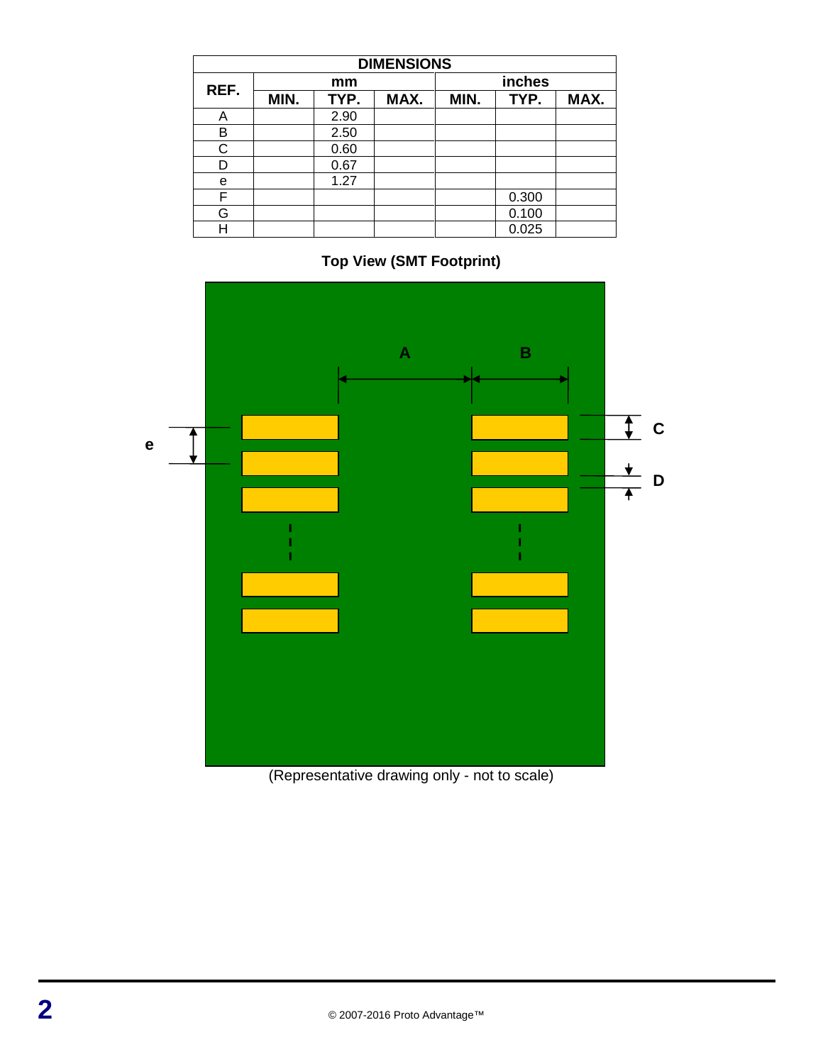| DIMENSIONS | | | | | | |
|---|---|---|---|---|---|---|
| REF. | mm | | | inches | | |
| | MIN. | TYP. | MAX. | MIN. | TYP. | MAX. |
| A | | 2.90 | | | | |
| B | | 2.50 | | | | |
| C | | 0.60 | | | | |
| D | | 0.67 | | | | |
| e | | 1.27 | | | | |
| F | | | | | 0.300 | |
| G | | | | | 0.100 | |
| H | | | | | 0.025 | |

**Top View (SMT Footprint)**

A B C D e

(Representative drawing only - not to scale)

© 2007-2016 Proto Advantage™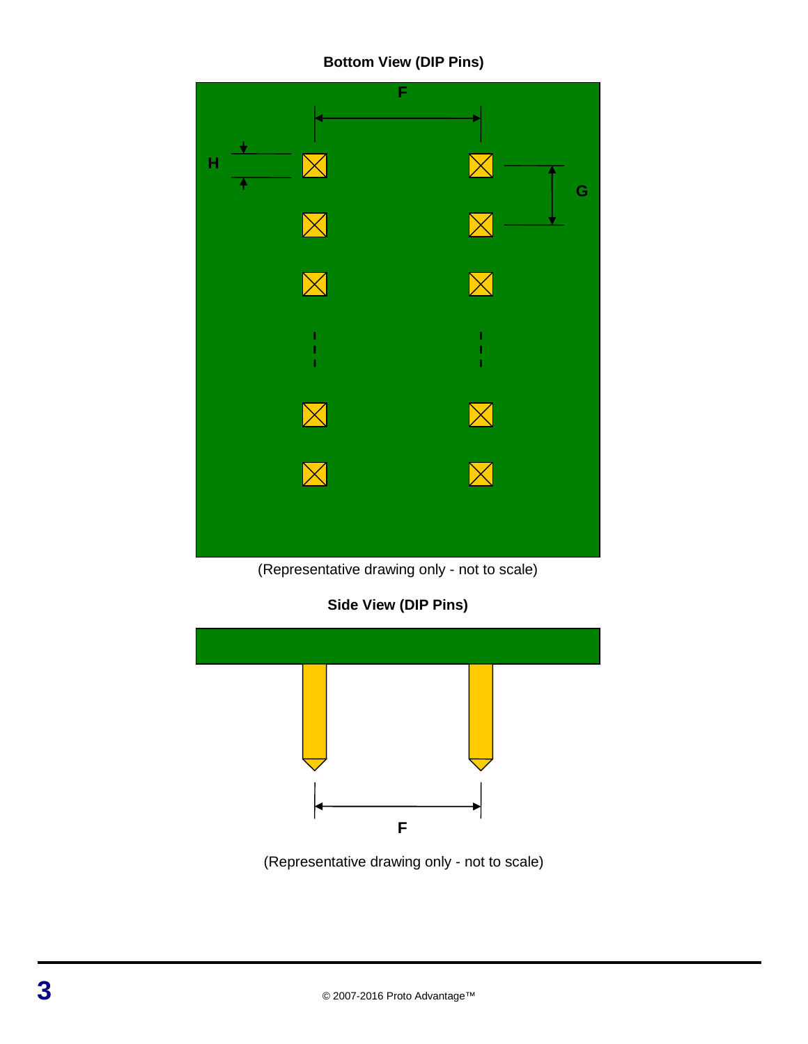**Bottom View (DIP Pins)**

F

H

G

(Representative drawing only - not to scale)

**Side View (DIP Pins)**

F

(Representative drawing only - not to scale)

© 2007-2016 Proto Advantage™